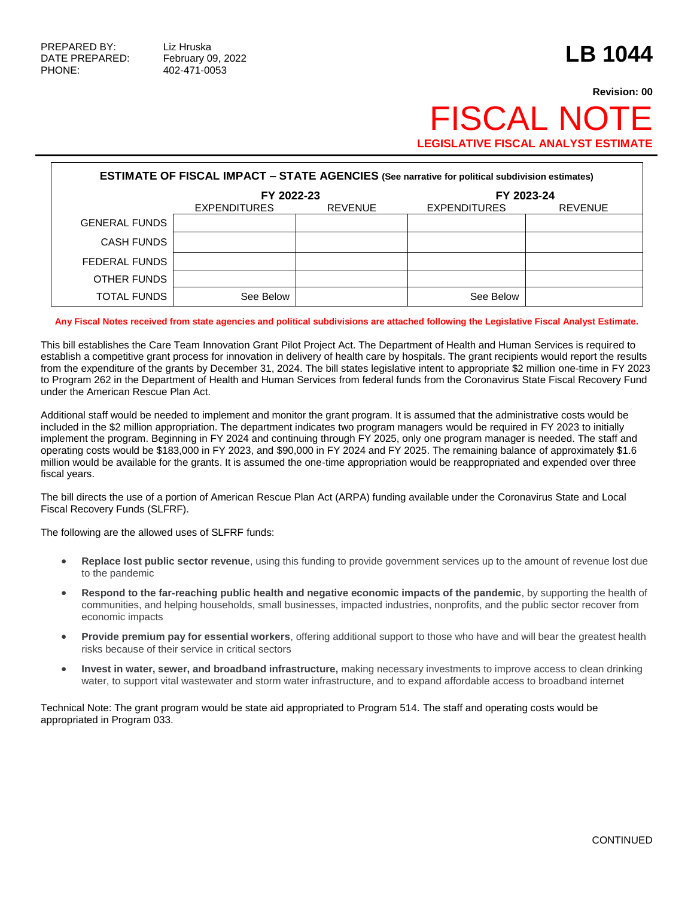PREPARED BY: Liz Hruska
DATE PREPARED: February 09, 2022
PHONE: 402-471-0053

# LB 1044

**Revision: 00**

# FISCAL NOTE

**LEGISLATIVE FISCAL ANALYST ESTIMATE**

**ESTIMATE OF FISCAL IMPACT – STATE AGENCIES** (See narrative for political subdivision estimates)

| | FY 2022-23 | | FY 2023-24 | |
|---|---|---|---|---|
| | EXPENDITURES | REVENUE | EXPENDITURES | REVENUE |
| GENERAL FUNDS | | | | |
| CASH FUNDS | | | | |
| FEDERAL FUNDS | | | | |
| OTHER FUNDS | | | | |
| TOTAL FUNDS | See Below | | See Below | |

**Any Fiscal Notes received from state agencies and political subdivisions are attached following the Legislative Fiscal Analyst Estimate.**

This bill establishes the Care Team Innovation Grant Pilot Project Act. The Department of Health and Human Services is required to establish a competitive grant process for innovation in delivery of health care by hospitals. The grant recipients would report the results from the expenditure of the grants by December 31, 2024. The bill states legislative intent to appropriate $2 million one-time in FY 2023 to Program 262 in the Department of Health and Human Services from federal funds from the Coronavirus State Fiscal Recovery Fund under the American Rescue Plan Act.

Additional staff would be needed to implement and monitor the grant program. It is assumed that the administrative costs would be included in the $2 million appropriation. The department indicates two program managers would be required in FY 2023 to initially implement the program. Beginning in FY 2024 and continuing through FY 2025, only one program manager is needed. The staff and operating costs would be $183,000 in FY 2023, and $90,000 in FY 2024 and FY 2025. The remaining balance of approximately $1.6 million would be available for the grants. It is assumed the one-time appropriation would be reappropriated and expended over three fiscal years.

The bill directs the use of a portion of American Rescue Plan Act (ARPA) funding available under the Coronavirus State and Local Fiscal Recovery Funds (SLFRF).

The following are the allowed uses of SLFRF funds:

- **Replace lost public sector revenue**, using this funding to provide government services up to the amount of revenue lost due to the pandemic
- **Respond to the far-reaching public health and negative economic impacts of the pandemic**, by supporting the health of communities, and helping households, small businesses, impacted industries, nonprofits, and the public sector recover from economic impacts
- **Provide premium pay for essential workers**, offering additional support to those who have and will bear the greatest health risks because of their service in critical sectors
- **Invest in water, sewer, and broadband infrastructure,** making necessary investments to improve access to clean drinking water, to support vital wastewater and storm water infrastructure, and to expand affordable access to broadband internet

Technical Note: The grant program would be state aid appropriated to Program 514. The staff and operating costs would be appropriated in Program 033.

CONTINUED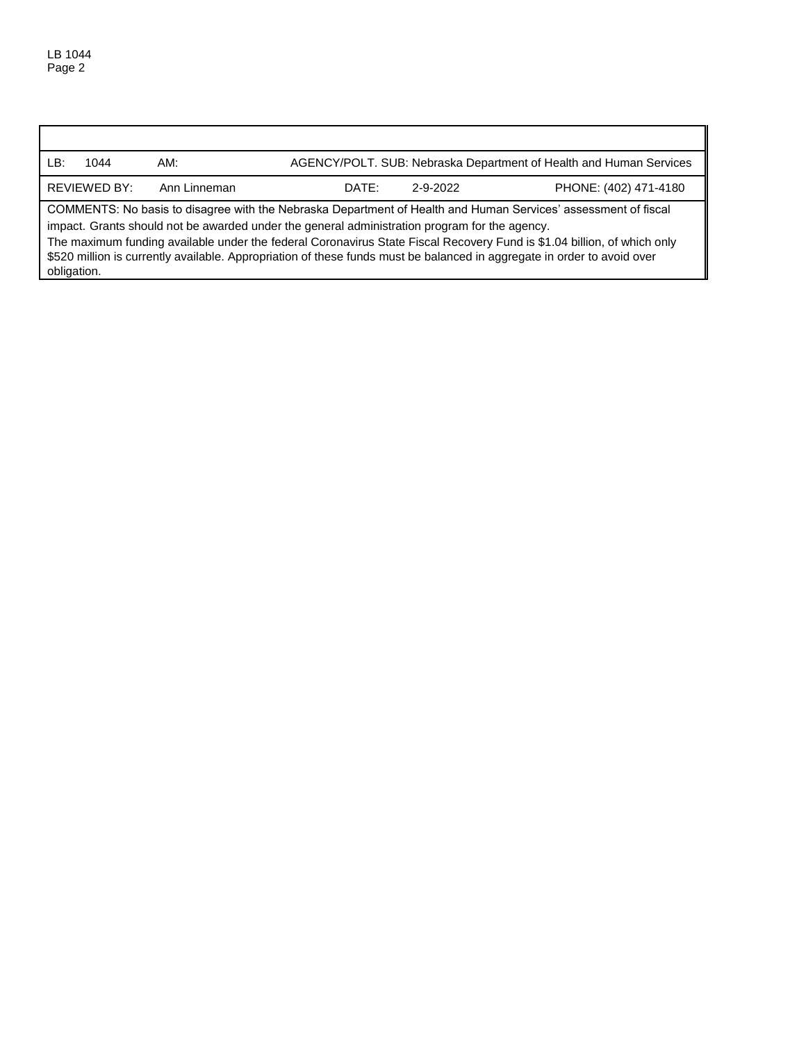| LB: 1044 | AM: | AGENCY/POLT. SUB: Nebraska Department of Health and Human Services | |
|---|---|---|---|
| REVIEWED BY: | Ann Linneman | DATE: 2-9-2022 | PHONE: (402) 471-4180 |

COMMENTS: No basis to disagree with the Nebraska Department of Health and Human Services' assessment of fiscal impact. Grants should not be awarded under the general administration program for the agency.

The maximum funding available under the federal Coronavirus State Fiscal Recovery Fund is $1.04 billion, of which only $520 million is currently available. Appropriation of these funds must be balanced in aggregate in order to avoid over obligation.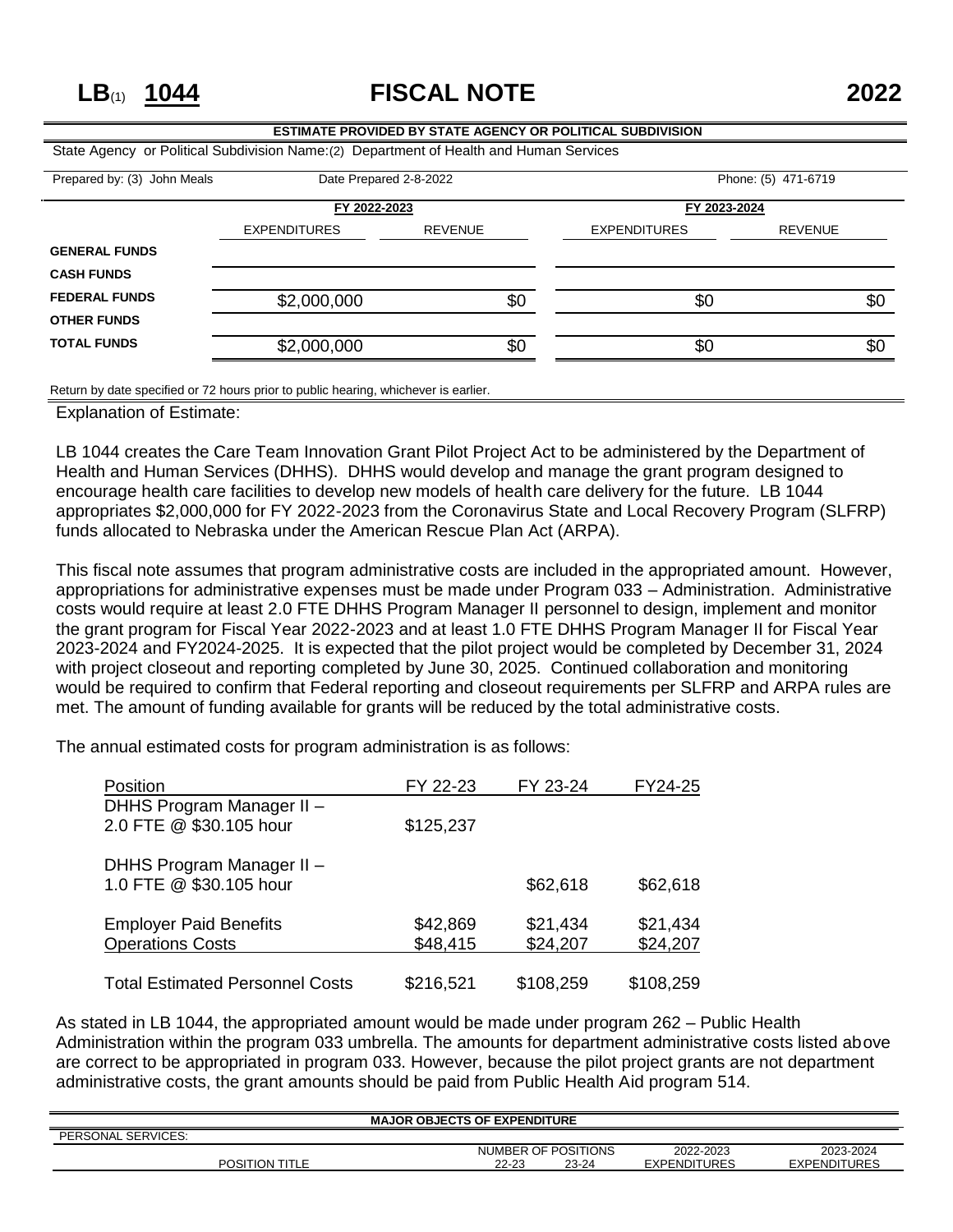# LB(1) 1044 FISCAL NOTE 2022

**ESTIMATE PROVIDED BY STATE AGENCY OR POLITICAL SUBDIVISION**

State Agency or Political Subdivision Name:(2) Department of Health and Human Services

Prepared by: (3) John Meals | Date Prepared 2-8-2022 | Phone: (5) 471-6719

| | FY 2022-2023 | | FY 2023-2024 | |
|---|---|---|---|---|
| | EXPENDITURES | REVENUE | EXPENDITURES | REVENUE |
| **GENERAL FUNDS** | | | | |
| **CASH FUNDS** | | | | |
| **FEDERAL FUNDS** | $2,000,000 | $0 | $0 | $0 |
| **OTHER FUNDS** | | | | |
| **TOTAL FUNDS** | $2,000,000 | $0 | $0 | $0 |

Return by date specified or 72 hours prior to public hearing, whichever is earlier.

Explanation of Estimate:

LB 1044 creates the Care Team Innovation Grant Pilot Project Act to be administered by the Department of Health and Human Services (DHHS). DHHS would develop and manage the grant program designed to encourage health care facilities to develop new models of health care delivery for the future. LB 1044 appropriates $2,000,000 for FY 2022-2023 from the Coronavirus State and Local Recovery Program (SLFRP) funds allocated to Nebraska under the American Rescue Plan Act (ARPA).

This fiscal note assumes that program administrative costs are included in the appropriated amount. However, appropriations for administrative expenses must be made under Program 033 – Administration. Administrative costs would require at least 2.0 FTE DHHS Program Manager II personnel to design, implement and monitor the grant program for Fiscal Year 2022-2023 and at least 1.0 FTE DHHS Program Manager II for Fiscal Year 2023-2024 and FY2024-2025. It is expected that the pilot project would be completed by December 31, 2024 with project closeout and reporting completed by June 30, 2025. Continued collaboration and monitoring would be required to confirm that Federal reporting and closeout requirements per SLFRP and ARPA rules are met. The amount of funding available for grants will be reduced by the total administrative costs.

The annual estimated costs for program administration is as follows:

| Position | FY 22-23 | FY 23-24 | FY24-25 |
|---|---|---|---|
| DHHS Program Manager II – 2.0 FTE @ $30.105 hour | $125,237 | | |
| DHHS Program Manager II – 1.0 FTE @ $30.105 hour | | $62,618 | $62,618 |
| Employer Paid Benefits | $42,869 | $21,434 | $21,434 |
| Operations Costs | $48,415 | $24,207 | $24,207 |
| Total Estimated Personnel Costs | $216,521 | $108,259 | $108,259 |

As stated in LB 1044, the appropriated amount would be made under program 262 – Public Health Administration within the program 033 umbrella. The amounts for department administrative costs listed above are correct to be appropriated in program 033. However, because the pilot project grants are not department administrative costs, the grant amounts should be paid from Public Health Aid program 514.

**MAJOR OBJECTS OF EXPENDITURE**

PERSONAL SERVICES:

| POSITION TITLE | NUMBER OF POSITIONS 22-23 | NUMBER OF POSITIONS 23-24 | 2022-2023 EXPENDITURES | 2023-2024 EXPENDITURES |
|---|---|---|---|---|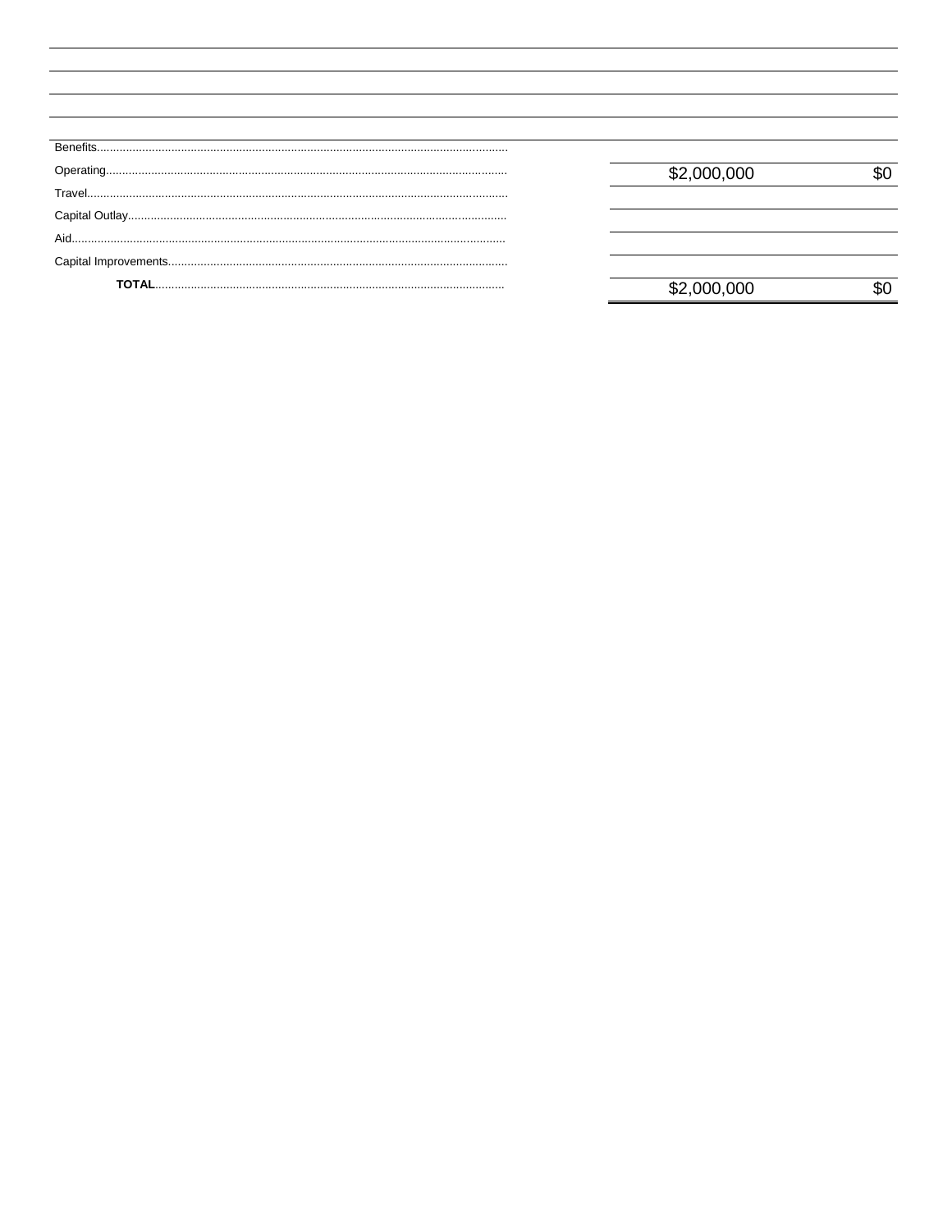| | | |
|---|---|---|
| Benefits | | |
| Operating | $2,000,000 | $0 |
| Travel | | |
| Capital Outlay | | |
| Aid | | |
| Capital Improvements | | |
| **TOTAL** | $2,000,000 | $0 |